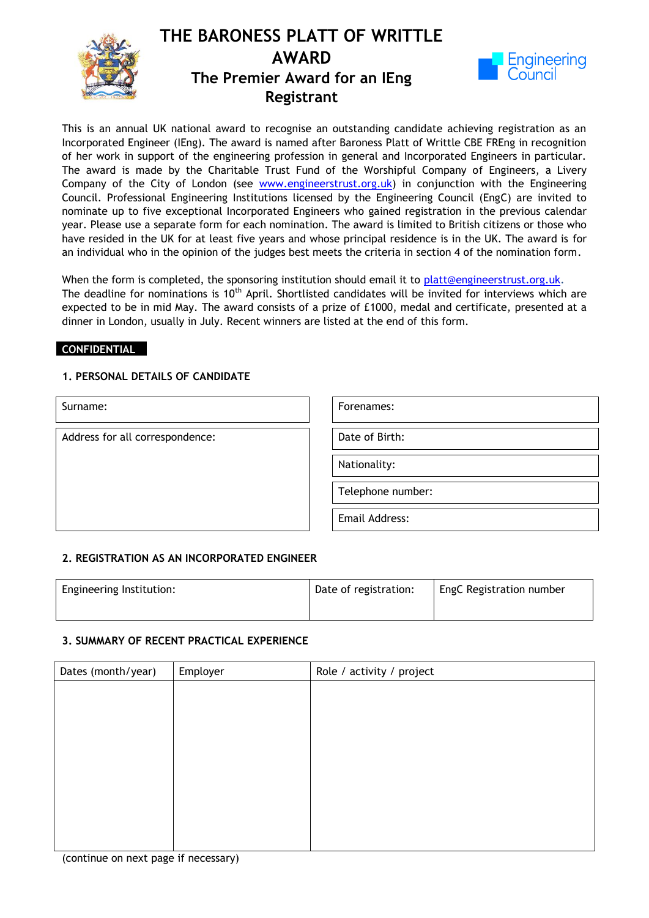# THE BARONESS PLATT OF WRITTLE AWARD

## The Premier Award for an IEng Registrant

Engineering Council

This is an annual UK national award to recognise an outstanding candidate achieving registration as an Incorporated Engineer (IEng). The award is named after Baroness Platt of Writtle CBE FREng in recognition of her work in support of the engineering profession in general and Incorporated Engineers in particular. The award is made by the Charitable Trust Fund of the Worshipful Company of Engineers, a Livery Company of the City of London (see www.engineerstrust.org.uk) in conjunction with the Engineering Council. Professional Engineering Institutions licensed by the Engineering Council (EngC) are invited to nominate up to five exceptional Incorporated Engineers who gained registration in the previous calendar year. Please use a separate form for each nomination. The award is limited to British citizens or those who have resided in the UK for at least five years and whose principal residence is in the UK. The award is for an individual who in the opinion of the judges best meets the criteria in section 4 of the nomination form.

When the form is completed, the sponsoring institution should email it to platt@engineerstrust.org.uk. The deadline for nominations is 10th April. Shortlisted candidates will be invited for interviews which are expected to be in mid May. The award consists of a prize of £1000, medal and certificate, presented at a dinner in London, usually in July. Recent winners are listed at the end of this form.

**CONFIDENTIAL**

### 1. PERSONAL DETAILS OF CANDIDATE

| Surname: | Forenames: |
|---|---|
| Address for all correspondence: | Date of Birth: |
| | Nationality: |
| | Telephone number: |
| | Email Address: |

### 2. REGISTRATION AS AN INCORPORATED ENGINEER

| Engineering Institution: | Date of registration: | EngC Registration number |
|---|---|---|
| | | |

### 3. SUMMARY OF RECENT PRACTICAL EXPERIENCE

| Dates (month/year) | Employer | Role / activity / project |
|---|---|---|
| | | |

(continue on next page if necessary)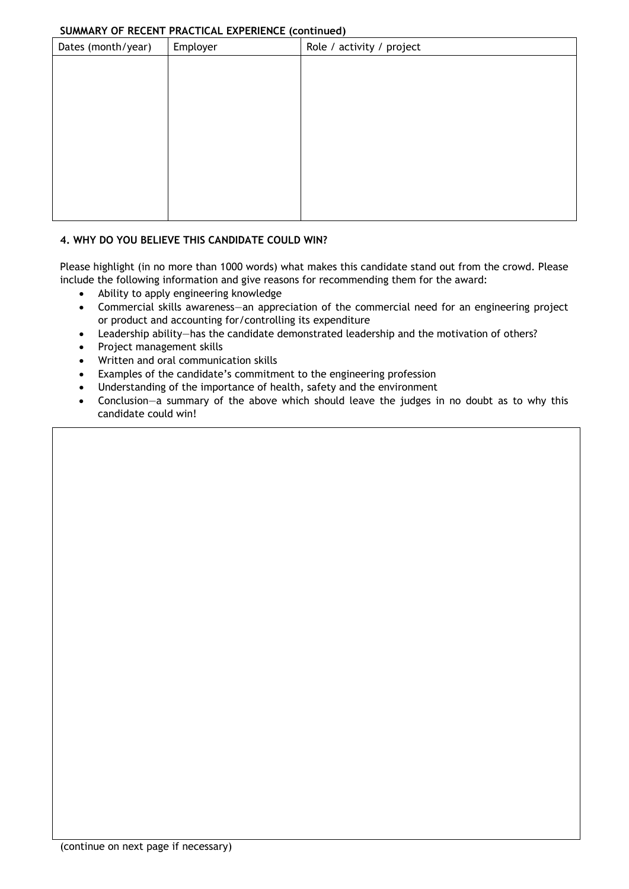**SUMMARY OF RECENT PRACTICAL EXPERIENCE (continued)**

| Dates (month/year) | Employer | Role / activity / project |
| --- | --- | --- |
| | | |

### 4. WHY DO YOU BELIEVE THIS CANDIDATE COULD WIN?

Please highlight (in no more than 1000 words) what makes this candidate stand out from the crowd. Please include the following information and give reasons for recommending them for the award:

- Ability to apply engineering knowledge
- Commercial skills awareness—an appreciation of the commercial need for an engineering project or product and accounting for/controlling its expenditure
- Leadership ability—has the candidate demonstrated leadership and the motivation of others?
- Project management skills
- Written and oral communication skills
- Examples of the candidate's commitment to the engineering profession
- Understanding of the importance of health, safety and the environment
- Conclusion—a summary of the above which should leave the judges in no doubt as to why this candidate could win!

(continue on next page if necessary)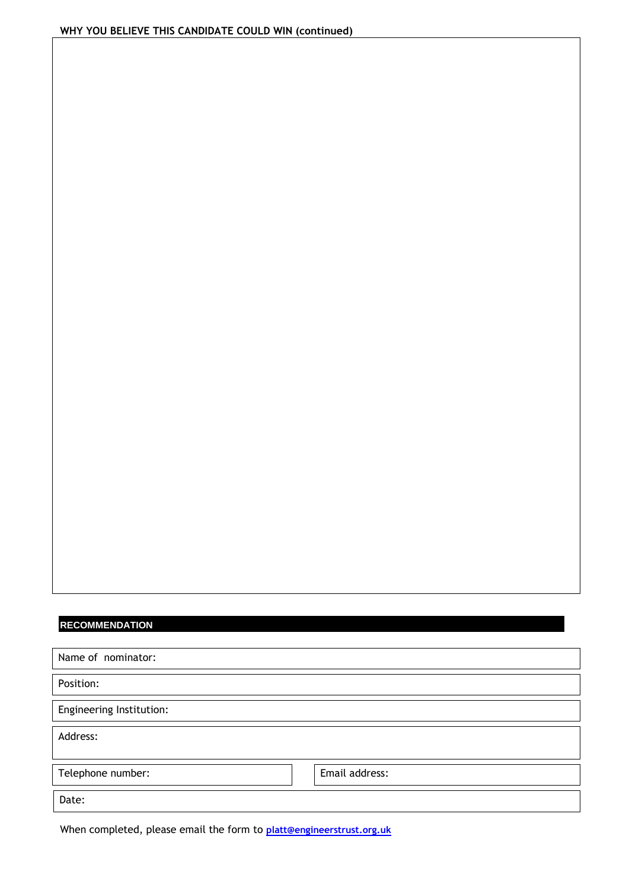**WHY YOU BELIEVE THIS CANDIDATE COULD WIN (continued)**

## RECOMMENDATION

Name of nominator:

Position:

Engineering Institution:

Address:

Telephone number:

Email address:

Date:

When completed, please email the form to **platt@engineerstrust.org.uk**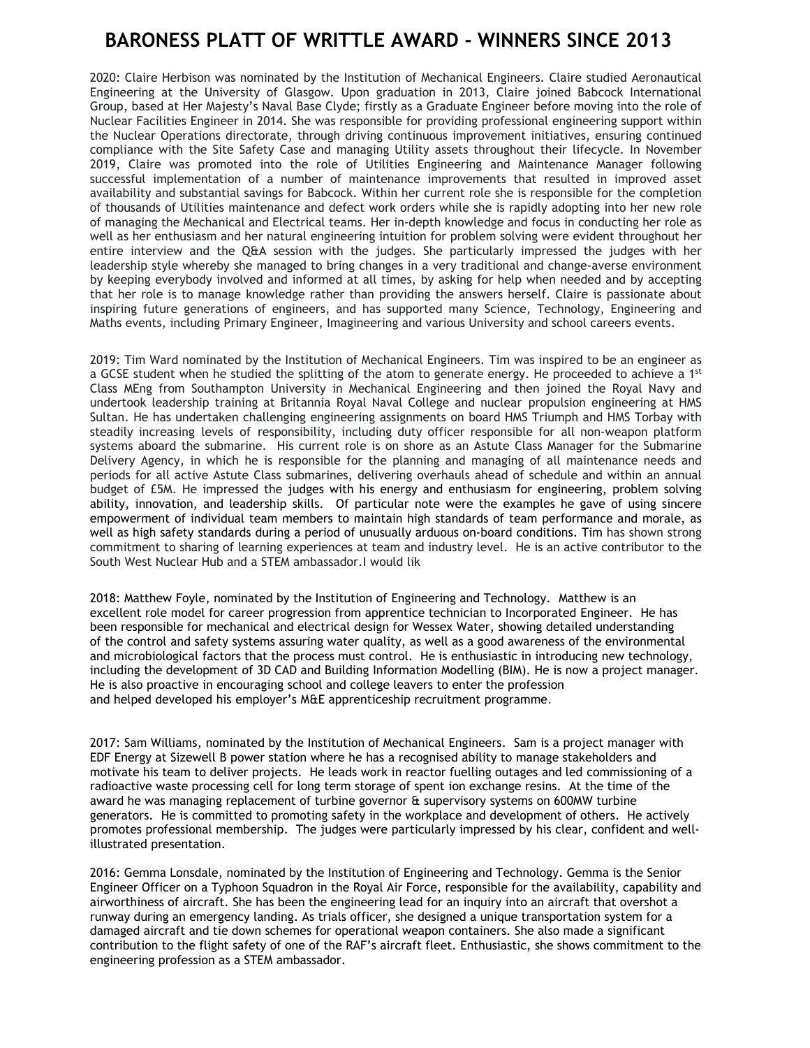# BARONESS PLATT OF WRITTLE AWARD – WINNERS SINCE 2013

2020: Claire Herbison was nominated by the Institution of Mechanical Engineers. Claire studied Aeronautical Engineering at the University of Glasgow. Upon graduation in 2013, Claire joined Babcock International Group, based at Her Majesty's Naval Base Clyde; firstly as a Graduate Engineer before moving into the role of Nuclear Facilities Engineer in 2014. She was responsible for providing professional engineering support within the Nuclear Operations directorate, through driving continuous improvement initiatives, ensuring continued compliance with the Site Safety Case and managing Utility assets throughout their lifecycle. In November 2019, Claire was promoted into the role of Utilities Engineering and Maintenance Manager following successful implementation of a number of maintenance improvements that resulted in improved asset availability and substantial savings for Babcock. Within her current role she is responsible for the completion of thousands of Utilities maintenance and defect work orders while she is rapidly adopting into her new role of managing the Mechanical and Electrical teams. Her in-depth knowledge and focus in conducting her role as well as her enthusiasm and her natural engineering intuition for problem solving were evident throughout her entire interview and the Q&A session with the judges. She particularly impressed the judges with her leadership style whereby she managed to bring changes in a very traditional and change-averse environment by keeping everybody involved and informed at all times, by asking for help when needed and by accepting that her role is to manage knowledge rather than providing the answers herself. Claire is passionate about inspiring future generations of engineers, and has supported many Science, Technology, Engineering and Maths events, including Primary Engineer, Imagineering and various University and school careers events.

2019: Tim Ward nominated by the Institution of Mechanical Engineers. Tim was inspired to be an engineer as a GCSE student when he studied the splitting of the atom to generate energy. He proceeded to achieve a 1st Class MEng from Southampton University in Mechanical Engineering and then joined the Royal Navy and undertook leadership training at Britannia Royal Naval College and nuclear propulsion engineering at HMS Sultan. He has undertaken challenging engineering assignments on board HMS Triumph and HMS Torbay with steadily increasing levels of responsibility, including duty officer responsible for all non-weapon platform systems aboard the submarine. His current role is on shore as an Astute Class Manager for the Submarine Delivery Agency, in which he is responsible for the planning and managing of all maintenance needs and periods for all active Astute Class submarines, delivering overhauls ahead of schedule and within an annual budget of £5M. He impressed the judges with his energy and enthusiasm for engineering, problem solving ability, innovation, and leadership skills. Of particular note were the examples he gave of using sincere empowerment of individual team members to maintain high standards of team performance and morale, as well as high safety standards during a period of unusually arduous on-board conditions. Tim has shown strong commitment to sharing of learning experiences at team and industry level. He is an active contributor to the South West Nuclear Hub and a STEM ambassador.I would lik

2018: Matthew Foyle, nominated by the Institution of Engineering and Technology. Matthew is an excellent role model for career progression from apprentice technician to Incorporated Engineer. He has been responsible for mechanical and electrical design for Wessex Water, showing detailed understanding of the control and safety systems assuring water quality, as well as a good awareness of the environmental and microbiological factors that the process must control. He is enthusiastic in introducing new technology, including the development of 3D CAD and Building Information Modelling (BIM). He is now a project manager. He is also proactive in encouraging school and college leavers to enter the profession and helped developed his employer's M&E apprenticeship recruitment programme.

2017: Sam Williams, nominated by the Institution of Mechanical Engineers. Sam is a project manager with EDF Energy at Sizewell B power station where he has a recognised ability to manage stakeholders and motivate his team to deliver projects. He leads work in reactor fuelling outages and led commissioning of a radioactive waste processing cell for long term storage of spent ion exchange resins. At the time of the award he was managing replacement of turbine governor & supervisory systems on 600MW turbine generators. He is committed to promoting safety in the workplace and development of others. He actively promotes professional membership. The judges were particularly impressed by his clear, confident and well-illustrated presentation.

2016: Gemma Lonsdale, nominated by the Institution of Engineering and Technology. Gemma is the Senior Engineer Officer on a Typhoon Squadron in the Royal Air Force, responsible for the availability, capability and airworthiness of aircraft. She has been the engineering lead for an inquiry into an aircraft that overshot a runway during an emergency landing. As trials officer, she designed a unique transportation system for a damaged aircraft and tie down schemes for operational weapon containers. She also made a significant contribution to the flight safety of one of the RAF's aircraft fleet. Enthusiastic, she shows commitment to the engineering profession as a STEM ambassador.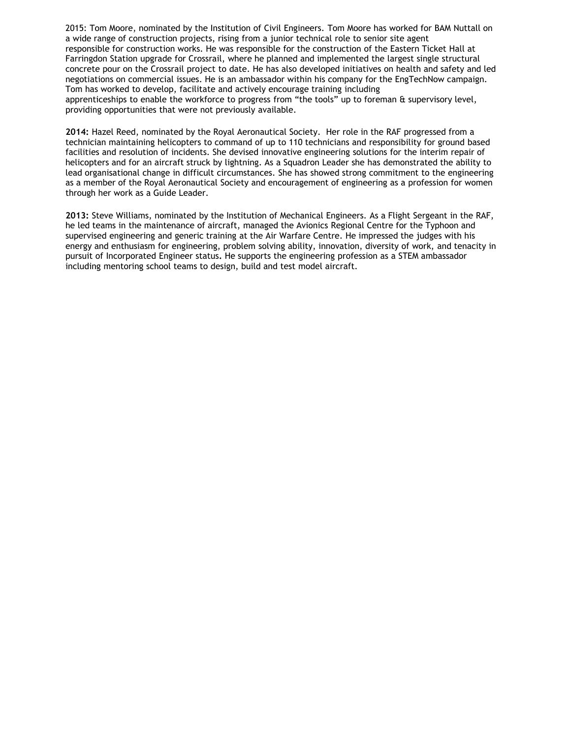2015: Tom Moore, nominated by the Institution of Civil Engineers. Tom Moore has worked for BAM Nuttall on a wide range of construction projects, rising from a junior technical role to senior site agent responsible for construction works. He was responsible for the construction of the Eastern Ticket Hall at Farringdon Station upgrade for Crossrail, where he planned and implemented the largest single structural concrete pour on the Crossrail project to date. He has also developed initiatives on health and safety and led negotiations on commercial issues. He is an ambassador within his company for the EngTechNow campaign. Tom has worked to develop, facilitate and actively encourage training including apprenticeships to enable the workforce to progress from "the tools" up to foreman & supervisory level, providing opportunities that were not previously available.

**2014:** Hazel Reed, nominated by the Royal Aeronautical Society. Her role in the RAF progressed from a technician maintaining helicopters to command of up to 110 technicians and responsibility for ground based facilities and resolution of incidents. She devised innovative engineering solutions for the interim repair of helicopters and for an aircraft struck by lightning. As a Squadron Leader she has demonstrated the ability to lead organisational change in difficult circumstances. She has showed strong commitment to the engineering as a member of the Royal Aeronautical Society and encouragement of engineering as a profession for women through her work as a Guide Leader.

**2013:** Steve Williams, nominated by the Institution of Mechanical Engineers. As a Flight Sergeant in the RAF, he led teams in the maintenance of aircraft, managed the Avionics Regional Centre for the Typhoon and supervised engineering and generic training at the Air Warfare Centre. He impressed the judges with his energy and enthusiasm for engineering, problem solving ability, innovation, diversity of work, and tenacity in pursuit of Incorporated Engineer status. He supports the engineering profession as a STEM ambassador including mentoring school teams to design, build and test model aircraft.